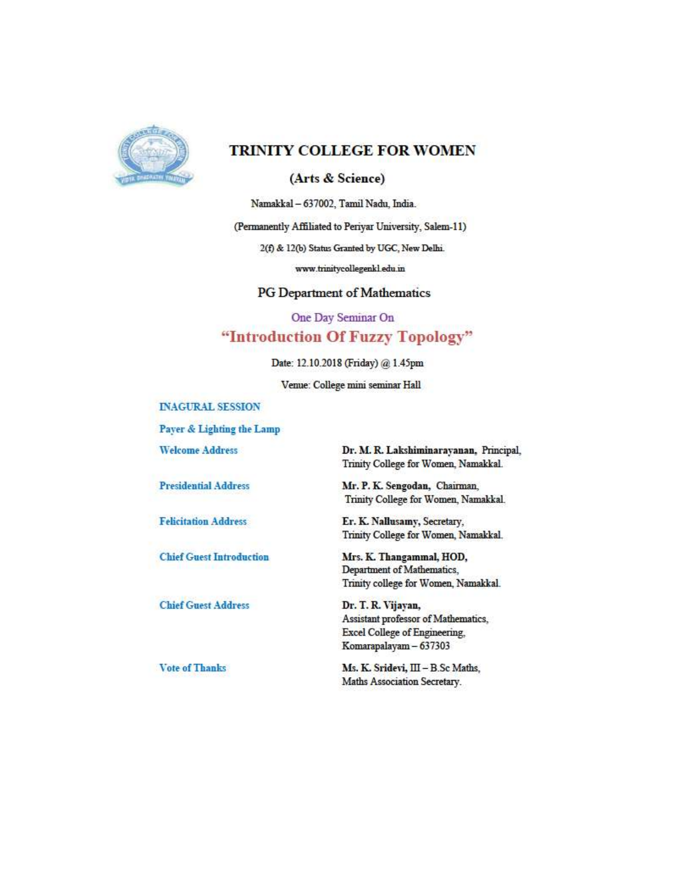# TRINITY COLLEGE FOR WOMEN

## (Arts & Science)

Namakkal – 637002, Tamil Nadu, India.

(Permanently Affiliated to Periyar University, Salem-11)

2(f) & 12(b) Status Granted by UGC, New Delhi.

www.trinitycollegenkl.edu.in

### PG Department of Mathematics

One Day Seminar On

## "Introduction Of Fuzzy Topology"

Date: 12.10.2018 (Friday) @ 1.45pm

Venue: College mini seminar Hall

**INAGURAL SESSION**

**Payer & Lighting the Lamp**

| | |
|---|---|
| **Welcome Address** | **Dr. M. R. Lakshiminarayanan,** Principal, Trinity College for Women, Namakkal. |
| **Presidential Address** | **Mr. P. K. Sengodan,** Chairman, Trinity College for Women, Namakkal. |
| **Felicitation Address** | **Er. K. Nallusamy,** Secretary, Trinity College for Women, Namakkal. |
| **Chief Guest Introduction** | **Mrs. K. Thangammal, HOD,** Department of Mathematics, Trinity college for Women, Namakkal. |
| **Chief Guest Address** | **Dr. T. R. Vijayan,** Assistant professor of Mathematics, Excel College of Engineering, Komarapalayam – 637303 |
| **Vote of Thanks** | **Ms. K. Sridevi,** III – B.Sc Maths, Maths Association Secretary. |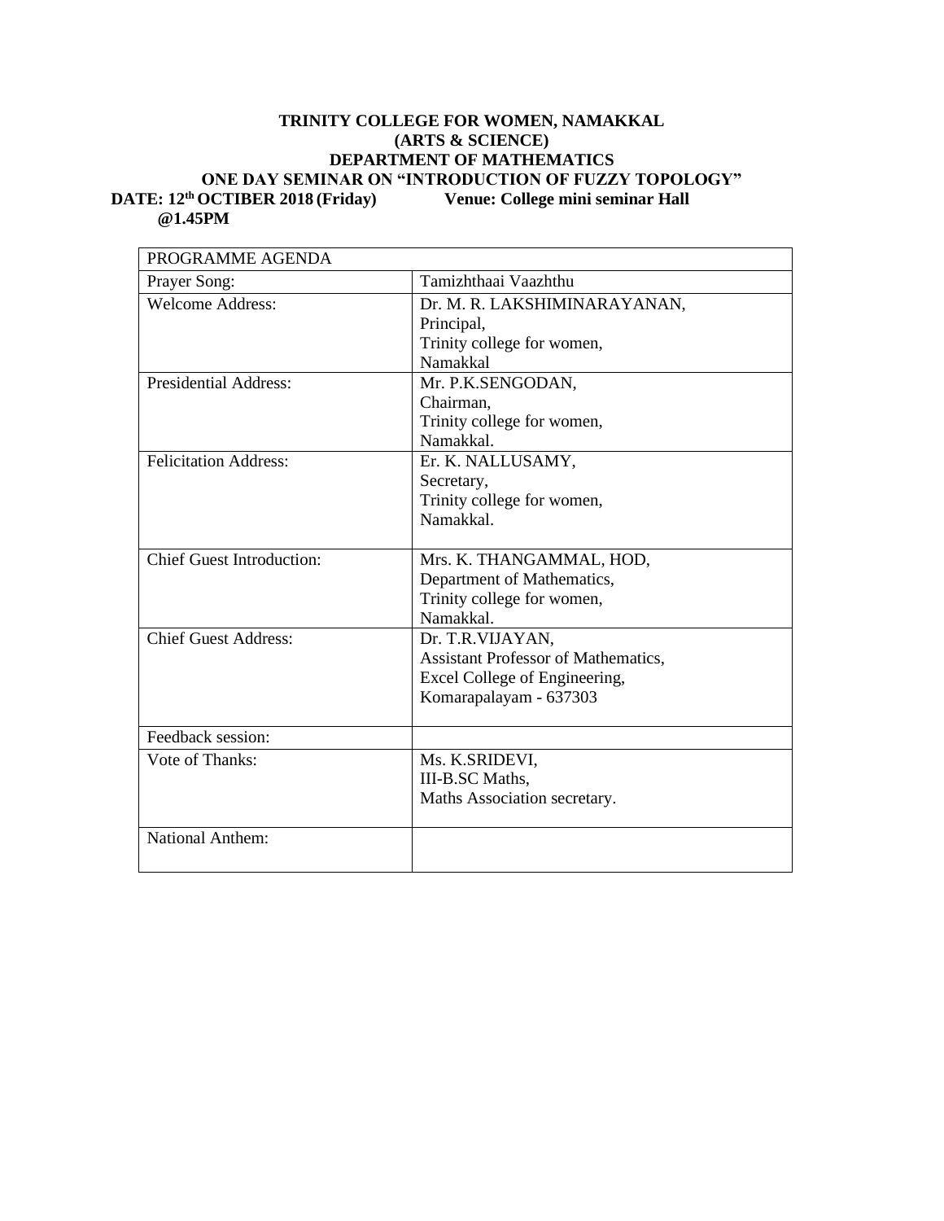**TRINITY COLLEGE FOR WOMEN, NAMAKKAL**
**(ARTS & SCIENCE)**
**DEPARTMENT OF MATHEMATICS**
**ONE DAY SEMINAR ON "INTRODUCTION OF FUZZY TOPOLOGY"**

**DATE: 12th OCTIBER 2018 (Friday)** **Venue: College mini seminar Hall**
**@1.45PM**

| PROGRAMME AGENDA | |
|---|---|
| Prayer Song: | Tamizhthaai Vaazhthu |
| Welcome Address: | Dr. M. R. LAKSHIMINARAYANAN,<br>Principal,<br>Trinity college for women,<br>Namakkal |
| Presidential Address: | Mr. P.K.SENGODAN,<br>Chairman,<br>Trinity college for women,<br>Namakkal. |
| Felicitation Address: | Er. K. NALLUSAMY,<br>Secretary,<br>Trinity college for women,<br>Namakkal. |
| Chief Guest Introduction: | Mrs. K. THANGAMMAL, HOD,<br>Department of Mathematics,<br>Trinity college for women,<br>Namakkal. |
| Chief Guest Address: | Dr. T.R.VIJAYAN,<br>Assistant Professor of Mathematics,<br>Excel College of Engineering,<br>Komarapalayam - 637303 |
| Feedback session: | |
| Vote of Thanks: | Ms. K.SRIDEVI,<br>III-B.SC Maths,<br>Maths Association secretary. |
| National Anthem: | |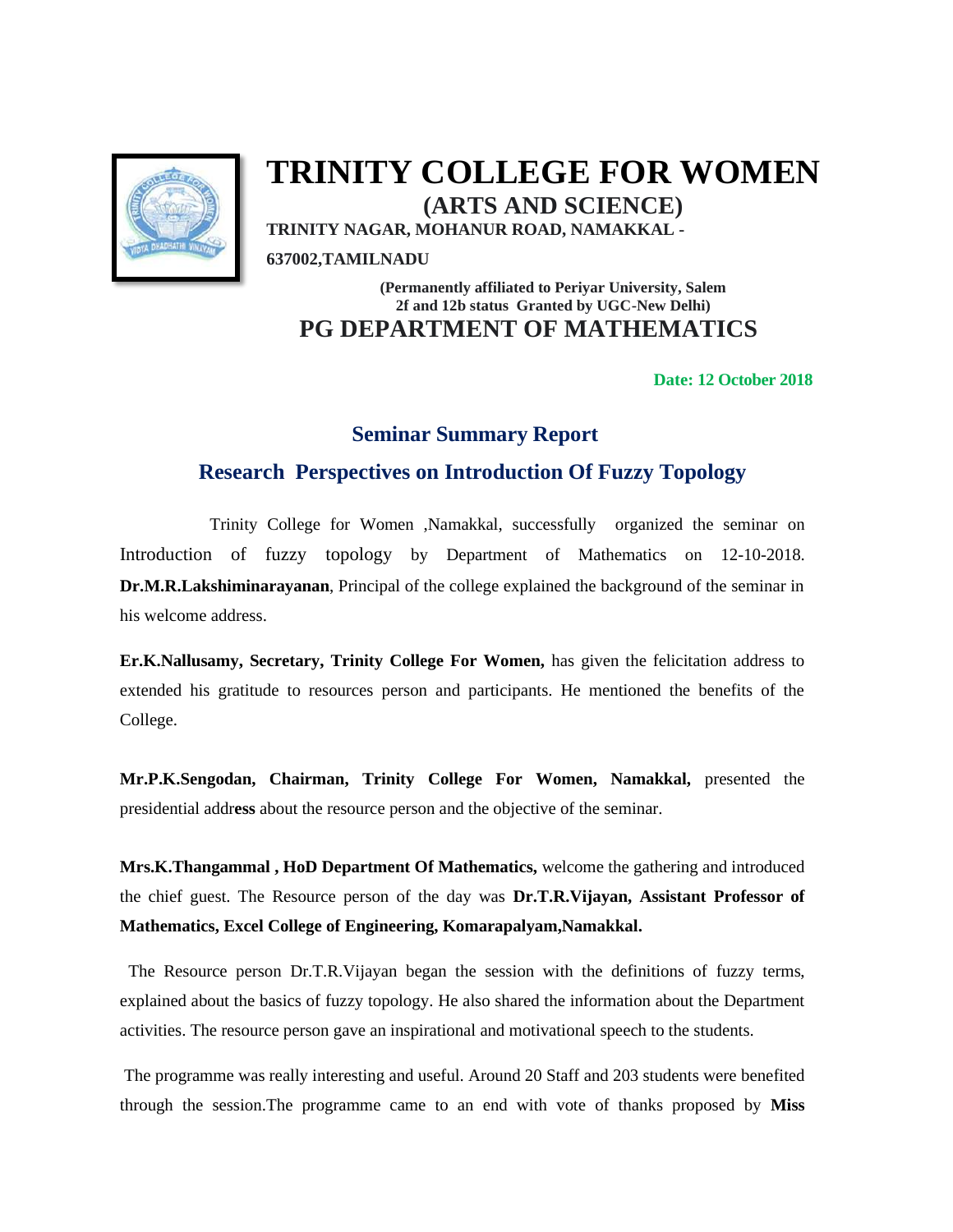# TRINITY COLLEGE FOR WOMEN

## (ARTS AND SCIENCE)

**TRINITY NAGAR, MOHANUR ROAD, NAMAKKAL - 637002,TAMILNADU**

**(Permanently affiliated to Periyar University, Salem**
**2f and 12b status Granted by UGC-New Delhi)**

## PG DEPARTMENT OF MATHEMATICS

**Date: 12 October 2018**

### Seminar Summary Report

### Research Perspectives on Introduction Of Fuzzy Topology

Trinity College for Women ,Namakkal, successfully organized the seminar on Introduction of fuzzy topology by Department of Mathematics on 12-10-2018. **Dr.M.R.Lakshiminarayanan**, Principal of the college explained the background of the seminar in his welcome address.

**Er.K.Nallusamy, Secretary, Trinity College For Women,** has given the felicitation address to extended his gratitude to resources person and participants. He mentioned the benefits of the College.

**Mr.P.K.Sengodan, Chairman, Trinity College For Women, Namakkal,** presented the presidential addr**ess** about the resource person and the objective of the seminar.

**Mrs.K.Thangammal , HoD Department Of Mathematics,** welcome the gathering and introduced the chief guest. The Resource person of the day was **Dr.T.R.Vijayan, Assistant Professor of Mathematics, Excel College of Engineering, Komarapalyam,Namakkal.**

The Resource person Dr.T.R.Vijayan began the session with the definitions of fuzzy terms, explained about the basics of fuzzy topology. He also shared the information about the Department activities. The resource person gave an inspirational and motivational speech to the students.

The programme was really interesting and useful. Around 20 Staff and 203 students were benefited through the session.The programme came to an end with vote of thanks proposed by **Miss**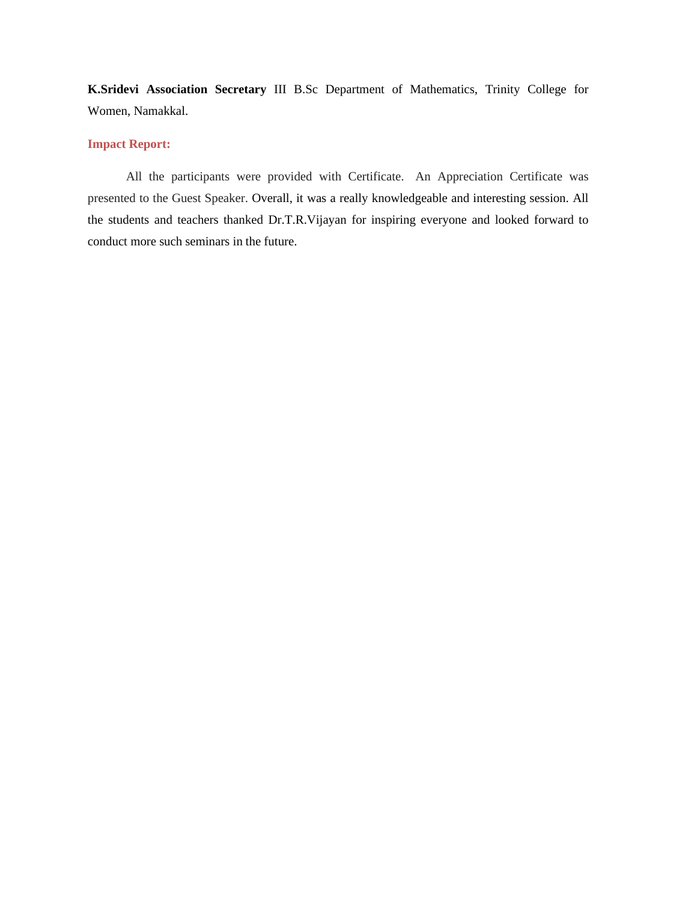**K.Sridevi Association Secretary** III B.Sc Department of Mathematics, Trinity College for Women, Namakkal.

**Impact Report:**

All the participants were provided with Certificate. An Appreciation Certificate was presented to the Guest Speaker. Overall, it was a really knowledgeable and interesting session. All the students and teachers thanked Dr.T.R.Vijayan for inspiring everyone and looked forward to conduct more such seminars in the future.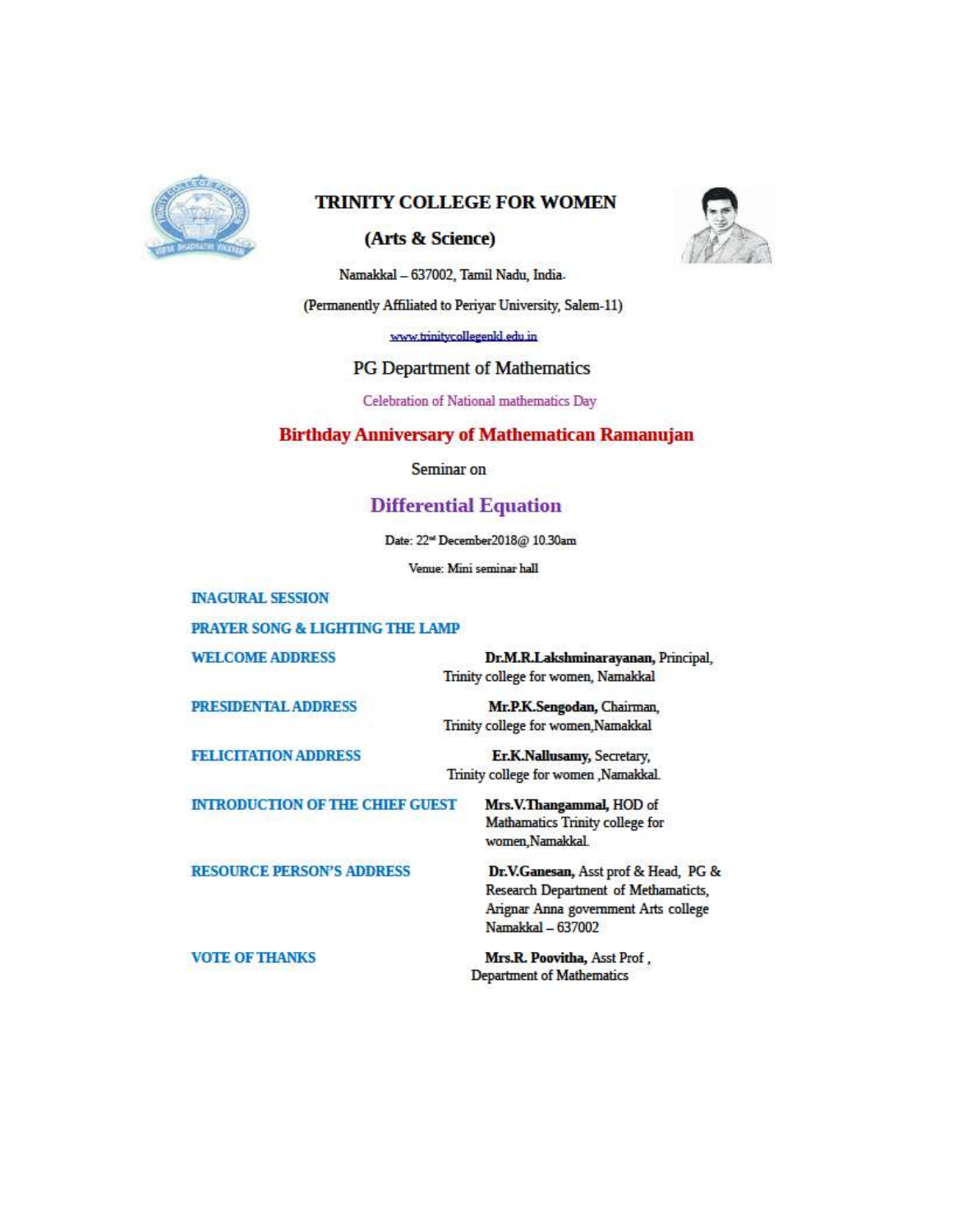# TRINITY COLLEGE FOR WOMEN

## (Arts & Science)

Namakkal – 637002, Tamil Nadu, India.

(Permanently Affiliated to Periyar University, Salem-11)

www.trinitycollegenkl.edu.in

PG Department of Mathematics

Celebration of National mathematics Day

## Birthday Anniversary of Mathematican Ramanujan

Seminar on

## Differential Equation

Date: 22nd December2018@ 10.30am

Venue: Mini seminar hall

**INAGURAL SESSION**

**PRAYER SONG & LIGHTING THE LAMP**

| | |
|---|---|
| **WELCOME ADDRESS** | **Dr.M.R.Lakshminarayanan,** Principal, Trinity college for women, Namakkal |
| **PRESIDENTAL ADDRESS** | **Mr.P.K.Sengodan,** Chairman, Trinity college for women,Namakkal |
| **FELICITATION ADDRESS** | **Er.K.Nallusamy,** Secretary, Trinity college for women ,Namakkal. |
| **INTRODUCTION OF THE CHIEF GUEST** | **Mrs.V.Thangammal,** HOD of Mathamatics Trinity college for women,Namakkal. |
| **RESOURCE PERSON'S ADDRESS** | **Dr.V.Ganesan,** Asst prof & Head, PG & Research Department of Methamatitcs, Arignar Anna government Arts college Namakkal – 637002 |
| **VOTE OF THANKS** | **Mrs.R. Poovitha,** Asst Prof , Department of Mathematics |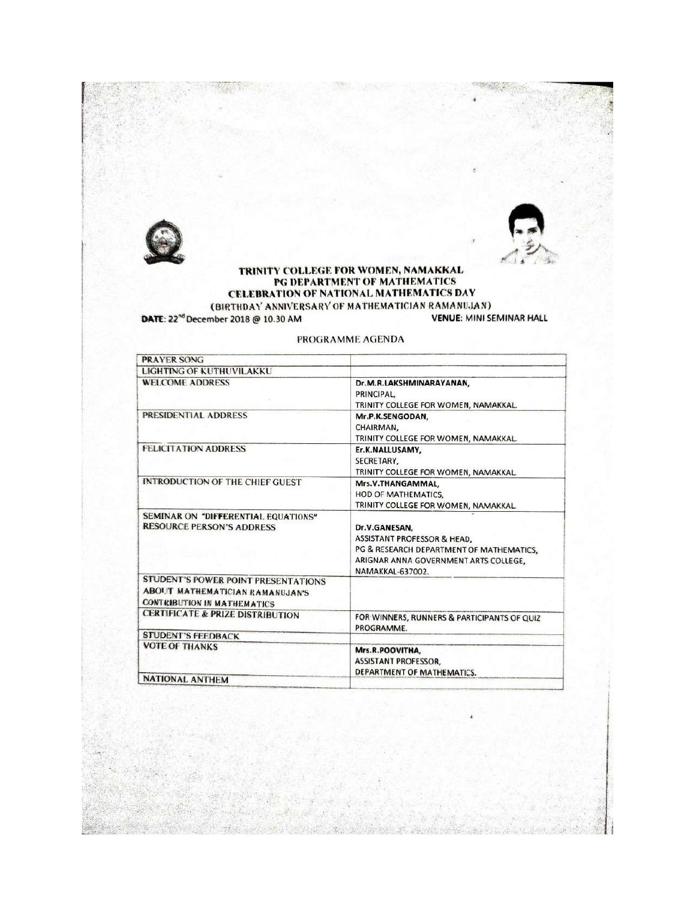# TRINITY COLLEGE FOR WOMEN, NAMAKKAL

## PG DEPARTMENT OF MATHEMATICS

## CELEBRATION OF NATIONAL MATHEMATICS DAY

(BIRTHDAY ANNIVERSARY OF MATHEMATICIAN RAMANUJAN)

**DATE**: 22nd December 2018 @ 10.30 AM **VENUE**: MINI SEMINAR HALL

PROGRAMME AGENDA

| | |
|---|---|
| PRAYER SONG | |
| LIGHTING OF KUTHUVILAKKU | |
| WELCOME ADDRESS | **Dr.M.R.LAKSHMINARAYANAN,** PRINCIPAL, TRINITY COLLEGE FOR WOMEN, NAMAKKAL. |
| PRESIDENTIAL ADDRESS | **Mr.P.K.SENGODAN,** CHAIRMAN, TRINITY COLLEGE FOR WOMEN, NAMAKKAL. |
| FELICITATION ADDRESS | **Er.K.NALLUSAMY,** SECRETARY, TRINITY COLLEGE FOR WOMEN, NAMAKKAL. |
| INTRODUCTION OF THE CHIEF GUEST | **Mrs.V.THANGAMMAL,** HOD OF MATHEMATICS, TRINITY COLLEGE FOR WOMEN, NAMAKKAL. |
| SEMINAR ON "DIFFERENTIAL EQUATIONS" RESOURCE PERSON'S ADDRESS | **Dr.V.GANESAN,** ASSISTANT PROFESSOR & HEAD, PG & RESEARCH DEPARTMENT OF MATHEMATICS, ARIGNAR ANNA GOVERNMENT ARTS COLLEGE, NAMAKKAL-637002. |
| STUDENT'S POWER POINT PRESENTATIONS ABOUT MATHEMATICIAN RAMANUJAN'S CONTRIBUTION IN MATHEMATICS | |
| CERTIFICATE & PRIZE DISTRIBUTION | FOR WINNERS, RUNNERS & PARTICIPANTS OF QUIZ PROGRAMME. |
| STUDENT'S FEEDBACK | |
| VOTE OF THANKS | **Mrs.R.POOVITHA,** ASSISTANT PROFESSOR, DEPARTMENT OF MATHEMATICS. |
| NATIONAL ANTHEM | |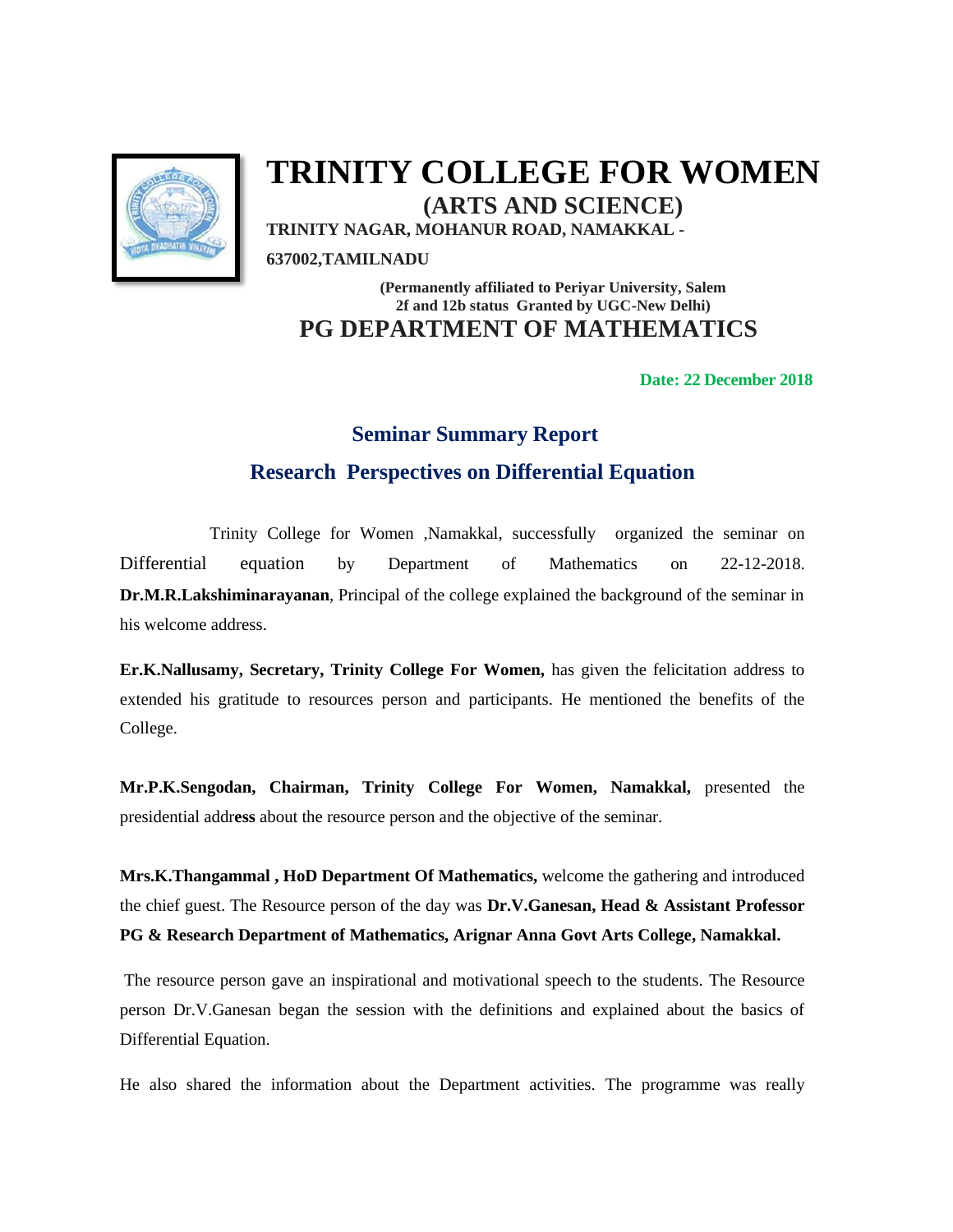# TRINITY COLLEGE FOR WOMEN

## (ARTS AND SCIENCE)

**TRINITY NAGAR, MOHANUR ROAD, NAMAKKAL - 637002,TAMILNADU**

**(Permanently affiliated to Periyar University, Salem 2f and 12b status Granted by UGC-New Delhi)**

## PG DEPARTMENT OF MATHEMATICS

**Date: 22 December 2018**

### Seminar Summary Report

### Research Perspectives on Differential Equation

Trinity College for Women ,Namakkal, successfully organized the seminar on Differential equation by Department of Mathematics on 22-12-2018. **Dr.M.R.Lakshiminarayanan**, Principal of the college explained the background of the seminar in his welcome address.

**Er.K.Nallusamy, Secretary, Trinity College For Women,** has given the felicitation address to extended his gratitude to resources person and participants. He mentioned the benefits of the College.

**Mr.P.K.Sengodan, Chairman, Trinity College For Women, Namakkal,** presented the presidential addr**ess** about the resource person and the objective of the seminar.

**Mrs.K.Thangammal , HoD Department Of Mathematics,** welcome the gathering and introduced the chief guest. The Resource person of the day was **Dr.V.Ganesan, Head & Assistant Professor PG & Research Department of Mathematics, Arignar Anna Govt Arts College, Namakkal.**

The resource person gave an inspirational and motivational speech to the students. The Resource person Dr.V.Ganesan began the session with the definitions and explained about the basics of Differential Equation.

He also shared the information about the Department activities. The programme was really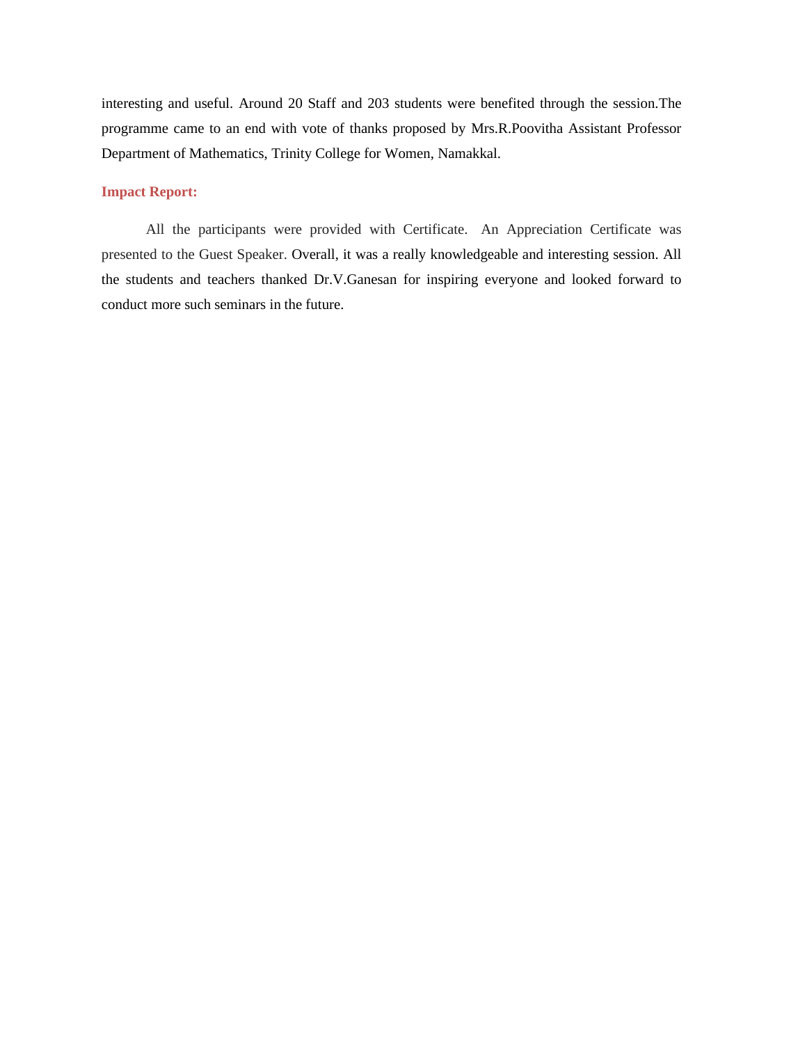interesting and useful. Around 20 Staff and 203 students were benefited through the session.The programme came to an end with vote of thanks proposed by Mrs.R.Poovitha Assistant Professor Department of Mathematics, Trinity College for Women, Namakkal.

**Impact Report:**

All the participants were provided with Certificate. An Appreciation Certificate was presented to the Guest Speaker. Overall, it was a really knowledgeable and interesting session. All the students and teachers thanked Dr.V.Ganesan for inspiring everyone and looked forward to conduct more such seminars in the future.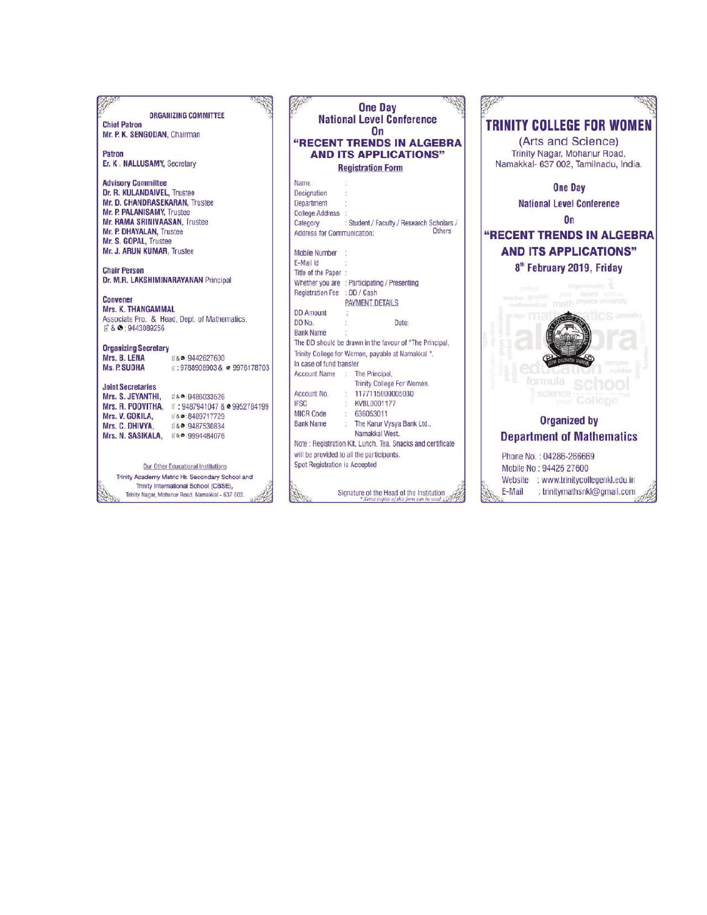## ORGANIZING COMMITTEE

**Chief Patron**
**Mr. P. K. SENGODAN**, Chairman

**Patron**
**Er. K. NALLUSAMY**, Secretary

**Advisory Committee**
**Dr. R. KULANDAIVEL**, Trustee
**Mr. D. CHANDRASEKARAN**, Trustee
**Mr. P. PALANISAMY**, Trustee
**Mr. RAMA SRINIVAASAN**, Trustee
**Mr. P. DHAYALAN**, Trustee
**Mr. S. GOPAL**, Trustee
**Mr. J. ARUN KUMAR**, Trustee

**Chair Person**
**Dr. M.R. LAKSHIMINARAYANAN** Principal

**Convener**
**Mrs. K. THANGAMMAL**
Associate Pro. & Head, Dept. of Mathematics.
& : 9443089256

**Organizing Secretary**
**Mrs. B. LENA** & : 9442627600
**Ms. P. SUDHA** : 9788908903 & 9976178703

**Joint Secretaries**
**Mrs. S. JEYANTHI**, & : 9486033526
**Mrs. R. POOVITHA**, : 9487941047 & 9952784199
**Mrs. V. GOKILA**, & : 8489717729
**Mrs. C. DHIVYA**, & : 9487530834
**Mrs. N. SASIKALA**, & : 9994484076

Our Other Educational Institutions
Trinity Academy Matric Hr. Secondary School and
Trinity International School (CBSE),
Trinity Nagar, Mohanur Road, Namakkal - 637 002.

## One Day National Level Conference On "RECENT TRENDS IN ALGEBRA AND ITS APPLICATIONS"

### Registration Form

Name :
Designation :
Department :
College Address :
Category : Student / Faculty / Research Scholars / Others
Address for Communication:

Mobile Number :
E-Mail Id :
Title of the Paper :
Whether you are : Participating / Presenting
Registration Fee : DD / Cash

PAYMENT DETAILS

DD Amount :
DD No. : Date:
Bank Name :

The DD should be drawn in the favour of "The Principal, Trinity College for Women, payable at Namakkal ".

In case of fund transfer

Account Name : The Principal, Trinity College For Women.
Account No. : 1177115000005030
IFSC : KVBL0001177
MICR Code : 636053011
Bank Name : The Karur Vysya Bank Ltd., Namakkal West.

Note : Registration Kit, Lunch, Tea, Snacks and certificate will be provided to all the participants.
Spot Registration is Accepted

Signature of the Head of the Institution
* Xerox copies of this form can be used

# TRINITY COLLEGE FOR WOMEN

(Arts and Science)
Trinity Nagar, Mohanur Road, Namakkal- 637 002, Tamilnadu, India.

**One Day**
**National Level Conference**
**On**
**"RECENT TRENDS IN ALGEBRA AND ITS APPLICATIONS"**
**8th February 2019, Friday**

**Organized by**
**Department of Mathematics**

Phone No. : 04286-266669
Mobile No : 94426 27600
Website : www.trinitycollegenkl.edu.in
E-Mail : trinitymathsnkl@gmail.com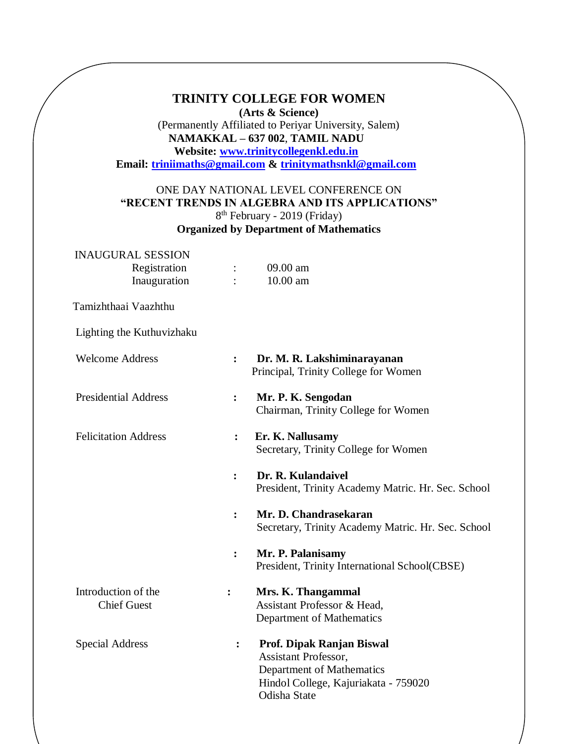# TRINITY COLLEGE FOR WOMEN

**(Arts & Science)**

(Permanently Affiliated to Periyar University, Salem)

**NAMAKKAL – 637 002**, **TAMIL NADU**

**Website: www.trinitycollegenkl.edu.in**

**Email: triniimaths@gmail.com & trinitymathsnkl@gmail.com**

ONE DAY NATIONAL LEVEL CONFERENCE ON

**“RECENT TRENDS IN ALGEBRA AND ITS APPLICATIONS”**

8th February - 2019 (Friday)

**Organized by Department of Mathematics**

INAUGURAL SESSION

| | | |
|---|---|---|
| Registration | : | 09.00 am |
| Inauguration | : | 10.00 am |

Tamizhthaai Vaazhthu

Lighting the Kuthuvizhaku

| | | |
|---|---|---|
| Welcome Address | : | **Dr. M. R. Lakshiminarayanan**<br>Principal, Trinity College for Women |
| Presidential Address | : | **Mr. P. K. Sengodan**<br>Chairman, Trinity College for Women |
| Felicitation Address | : | **Er. K. Nallusamy**<br>Secretary, Trinity College for Women |
| | : | **Dr. R. Kulandaivel**<br>President, Trinity Academy Matric. Hr. Sec. School |
| | : | **Mr. D. Chandrasekaran**<br>Secretary, Trinity Academy Matric. Hr. Sec. School |
| | : | **Mr. P. Palanisamy**<br>President, Trinity International School(CBSE) |
| Introduction of the Chief Guest | : | **Mrs. K. Thangammal**<br>Assistant Professor & Head,<br>Department of Mathematics |
| Special Address | : | **Prof. Dipak Ranjan Biswal**<br>Assistant Professor,<br>Department of Mathematics<br>Hindol College, Kajuriakata - 759020<br>Odisha State |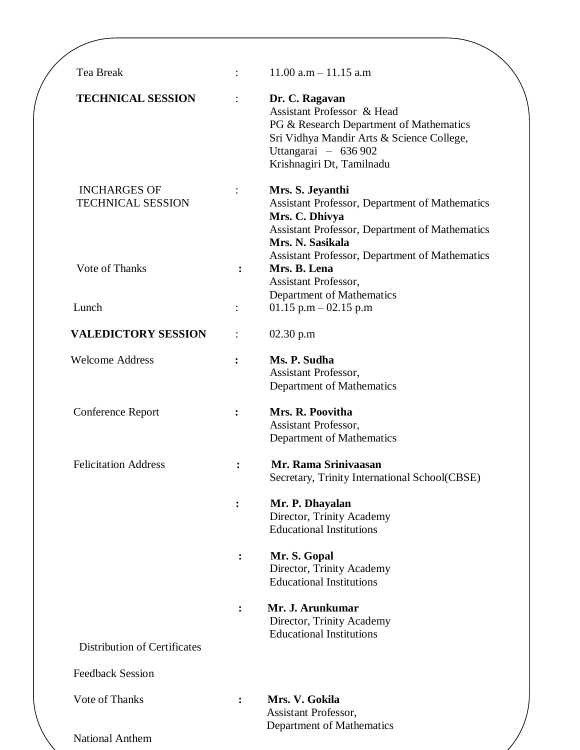| | | |
|---|---|---|
| Tea Break | : | 11.00 a.m – 11.15 a.m |
| **TECHNICAL SESSION** | : | **Dr. C. Ragavan**<br>Assistant Professor & Head<br>PG & Research Department of Mathematics<br>Sri Vidhya Mandir Arts & Science College,<br>Uttangarai – 636 902<br>Krishnagiri Dt, Tamilnadu |
| INCHARGES OF TECHNICAL SESSION | : | **Mrs. S. Jeyanthi**<br>Assistant Professor, Department of Mathematics<br>**Mrs. C. Dhivya**<br>Assistant Professor, Department of Mathematics<br>**Mrs. N. Sasikala**<br>Assistant Professor, Department of Mathematics |
| Vote of Thanks | **:** | **Mrs. B. Lena**<br>Assistant Professor,<br>Department of Mathematics |
| Lunch | : | 01.15 p.m – 02.15 p.m |
| **VALEDICTORY SESSION** | : | 02.30 p.m |
| Welcome Address | **:** | **Ms. P. Sudha**<br>Assistant Professor,<br>Department of Mathematics |
| Conference Report | **:** | **Mrs. R. Poovitha**<br>Assistant Professor,<br>Department of Mathematics |
| Felicitation Address | **:** | **Mr. Rama Srinivaasan**<br>Secretary, Trinity International School(CBSE) |
| | **:** | **Mr. P. Dhayalan**<br>Director, Trinity Academy<br>Educational Institutions |
| | **:** | **Mr. S. Gopal**<br>Director, Trinity Academy<br>Educational Institutions |
| | **:** | **Mr. J. Arunkumar**<br>Director, Trinity Academy<br>Educational Institutions |
| Distribution of Certificates | | |
| Feedback Session | | |
| Vote of Thanks | **:** | **Mrs. V. Gokila**<br>Assistant Professor,<br>Department of Mathematics |
| National Anthem | | |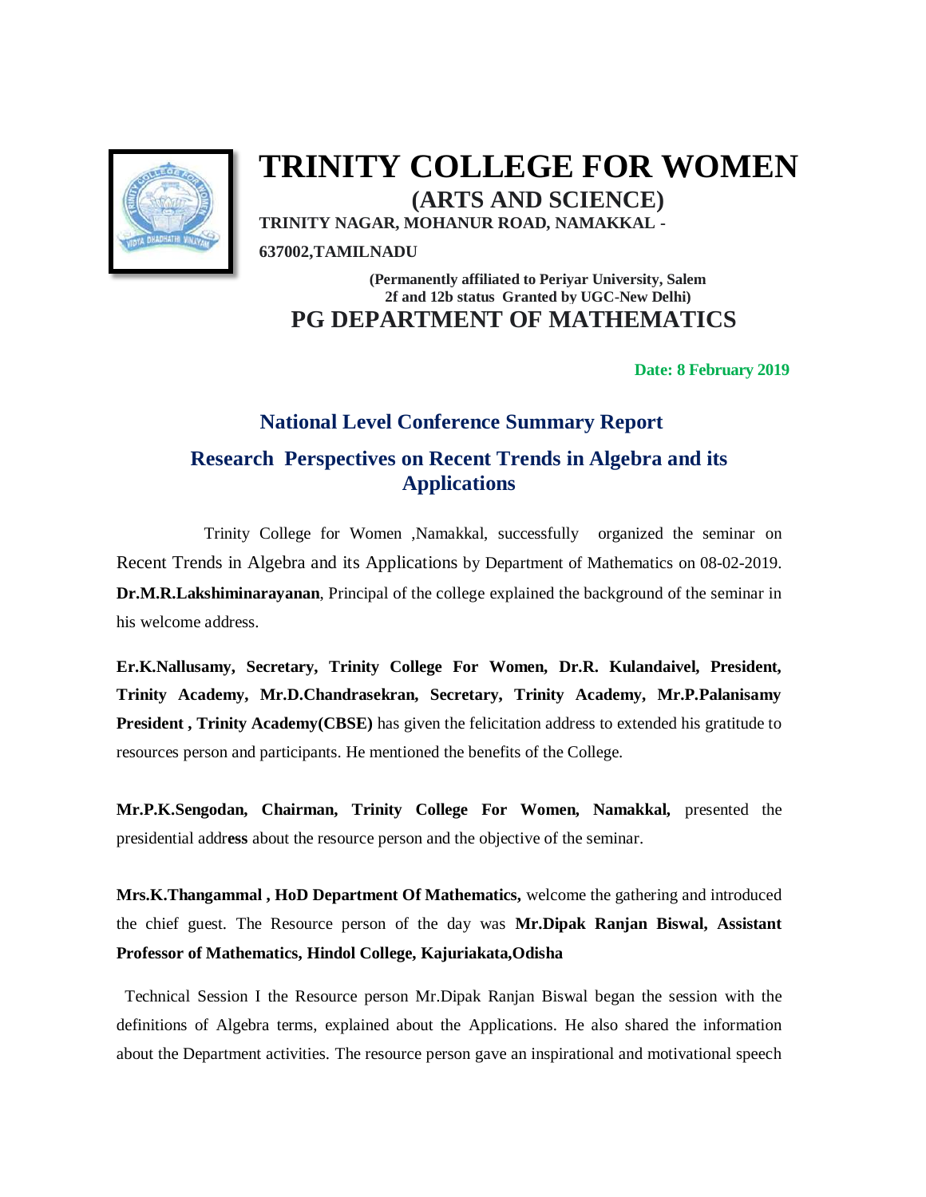# TRINITY COLLEGE FOR WOMEN

## (ARTS AND SCIENCE)

**TRINITY NAGAR, MOHANUR ROAD, NAMAKKAL - 637002,TAMILNADU**

**(Permanently affiliated to Periyar University, Salem**
**2f and 12b status Granted by UGC-New Delhi)**

## PG DEPARTMENT OF MATHEMATICS

**Date: 8 February 2019**

## National Level Conference Summary Report

## Research Perspectives on Recent Trends in Algebra and its Applications

Trinity College for Women ,Namakkal, successfully organized the seminar on Recent Trends in Algebra and its Applications by Department of Mathematics on 08-02-2019. **Dr.M.R.Lakshiminarayanan**, Principal of the college explained the background of the seminar in his welcome address.

**Er.K.Nallusamy, Secretary, Trinity College For Women, Dr.R. Kulandaivel, President, Trinity Academy, Mr.D.Chandrasekran, Secretary, Trinity Academy, Mr.P.Palanisamy President , Trinity Academy(CBSE)** has given the felicitation address to extended his gratitude to resources person and participants. He mentioned the benefits of the College.

**Mr.P.K.Sengodan, Chairman, Trinity College For Women, Namakkal,** presented the presidential addr**ess** about the resource person and the objective of the seminar.

**Mrs.K.Thangammal , HoD Department Of Mathematics,** welcome the gathering and introduced the chief guest. The Resource person of the day was **Mr.Dipak Ranjan Biswal, Assistant Professor of Mathematics, Hindol College, Kajuriakata,Odisha**

Technical Session I the Resource person Mr.Dipak Ranjan Biswal began the session with the definitions of Algebra terms, explained about the Applications. He also shared the information about the Department activities. The resource person gave an inspirational and motivational speech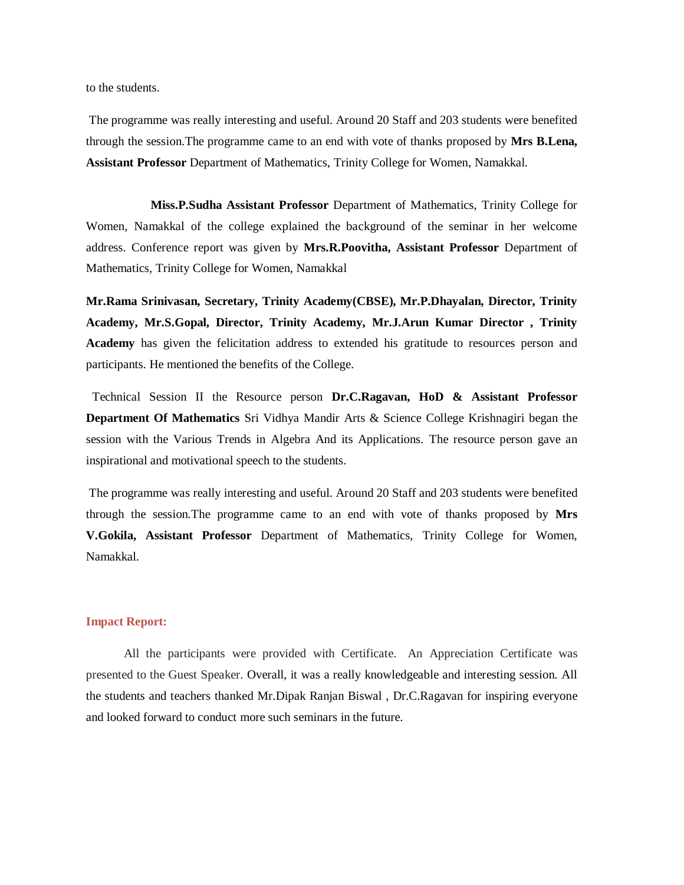to the students.

The programme was really interesting and useful. Around 20 Staff and 203 students were benefited through the session.The programme came to an end with vote of thanks proposed by **Mrs B.Lena, Assistant Professor** Department of Mathematics, Trinity College for Women, Namakkal.

**Miss.P.Sudha Assistant Professor** Department of Mathematics, Trinity College for Women, Namakkal of the college explained the background of the seminar in her welcome address. Conference report was given by **Mrs.R.Poovitha, Assistant Professor** Department of Mathematics, Trinity College for Women, Namakkal

**Mr.Rama Srinivasan, Secretary, Trinity Academy(CBSE), Mr.P.Dhayalan, Director, Trinity Academy, Mr.S.Gopal, Director, Trinity Academy, Mr.J.Arun Kumar Director , Trinity Academy** has given the felicitation address to extended his gratitude to resources person and participants. He mentioned the benefits of the College.

Technical Session II the Resource person **Dr.C.Ragavan, HoD & Assistant Professor Department Of Mathematics** Sri Vidhya Mandir Arts & Science College Krishnagiri began the session with the Various Trends in Algebra And its Applications. The resource person gave an inspirational and motivational speech to the students.

The programme was really interesting and useful. Around 20 Staff and 203 students were benefited through the session.The programme came to an end with vote of thanks proposed by **Mrs V.Gokila, Assistant Professor** Department of Mathematics, Trinity College for Women, Namakkal.

**Impact Report:**

All the participants were provided with Certificate. An Appreciation Certificate was presented to the Guest Speaker. Overall, it was a really knowledgeable and interesting session. All the students and teachers thanked Mr.Dipak Ranjan Biswal , Dr.C.Ragavan for inspiring everyone and looked forward to conduct more such seminars in the future.